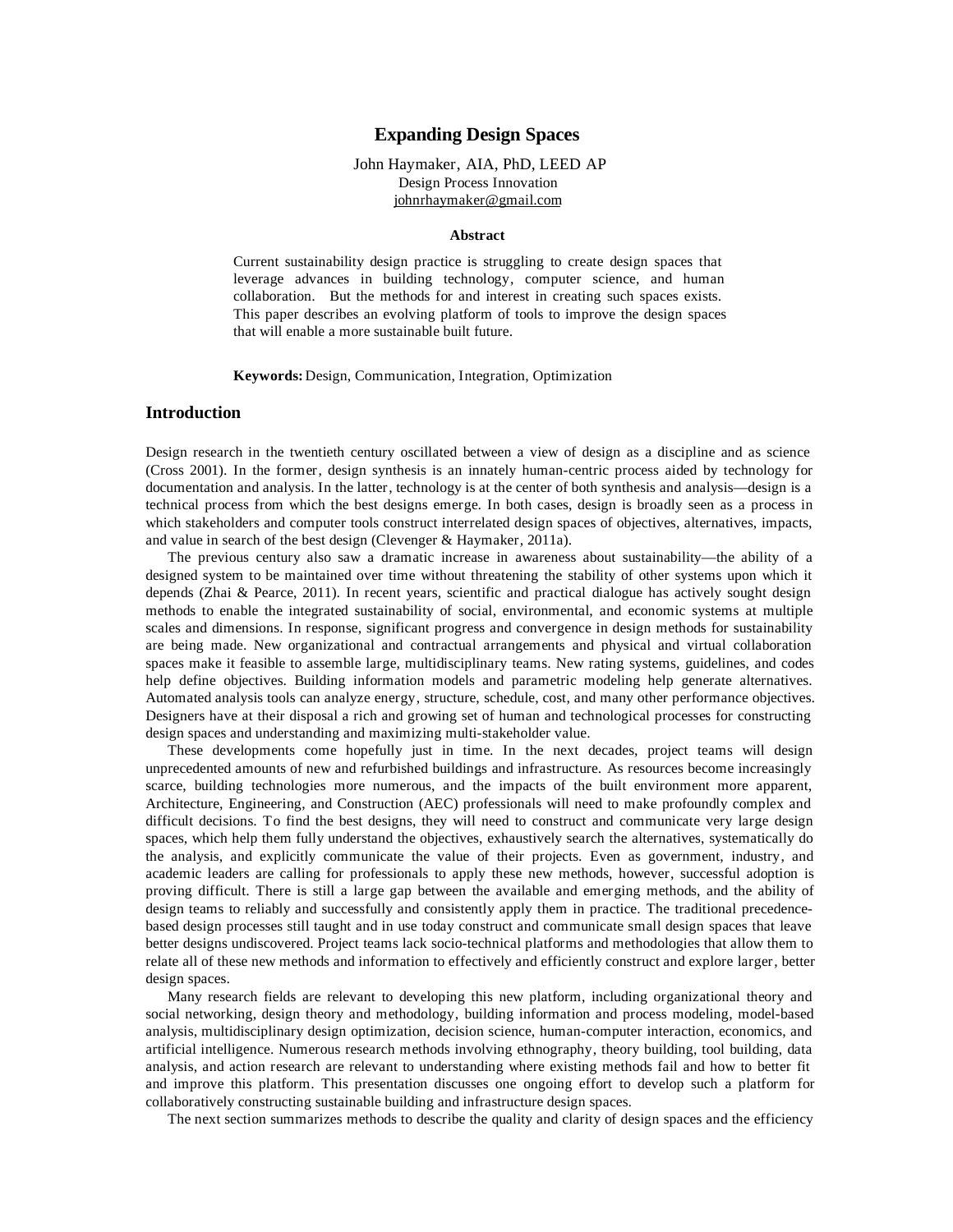# Expanding Design Spaces

John Haymaker, AIA, PhD, LEED AP
Design Process Innovation
johnrhaymaker@gmail.com

### Abstract

Current sustainability design practice is struggling to create design spaces that leverage advances in building technology, computer science, and human collaboration. But the methods for and interest in creating such spaces exists. This paper describes an evolving platform of tools to improve the design spaces that will enable a more sustainable built future.

**Keywords:** Design, Communication, Integration, Optimization

## Introduction

Design research in the twentieth century oscillated between a view of design as a discipline and as science (Cross 2001). In the former, design synthesis is an innately human-centric process aided by technology for documentation and analysis. In the latter, technology is at the center of both synthesis and analysis—design is a technical process from which the best designs emerge. In both cases, design is broadly seen as a process in which stakeholders and computer tools construct interrelated design spaces of objectives, alternatives, impacts, and value in search of the best design (Clevenger & Haymaker, 2011a).

The previous century also saw a dramatic increase in awareness about sustainability—the ability of a designed system to be maintained over time without threatening the stability of other systems upon which it depends (Zhai & Pearce, 2011). In recent years, scientific and practical dialogue has actively sought design methods to enable the integrated sustainability of social, environmental, and economic systems at multiple scales and dimensions. In response, significant progress and convergence in design methods for sustainability are being made. New organizational and contractual arrangements and physical and virtual collaboration spaces make it feasible to assemble large, multidisciplinary teams. New rating systems, guidelines, and codes help define objectives. Building information models and parametric modeling help generate alternatives. Automated analysis tools can analyze energy, structure, schedule, cost, and many other performance objectives. Designers have at their disposal a rich and growing set of human and technological processes for constructing design spaces and understanding and maximizing multi-stakeholder value.

These developments come hopefully just in time. In the next decades, project teams will design unprecedented amounts of new and refurbished buildings and infrastructure. As resources become increasingly scarce, building technologies more numerous, and the impacts of the built environment more apparent, Architecture, Engineering, and Construction (AEC) professionals will need to make profoundly complex and difficult decisions. To find the best designs, they will need to construct and communicate very large design spaces, which help them fully understand the objectives, exhaustively search the alternatives, systematically do the analysis, and explicitly communicate the value of their projects. Even as government, industry, and academic leaders are calling for professionals to apply these new methods, however, successful adoption is proving difficult. There is still a large gap between the available and emerging methods, and the ability of design teams to reliably and successfully and consistently apply them in practice. The traditional precedence-based design processes still taught and in use today construct and communicate small design spaces that leave better designs undiscovered. Project teams lack socio-technical platforms and methodologies that allow them to relate all of these new methods and information to effectively and efficiently construct and explore larger, better design spaces.

Many research fields are relevant to developing this new platform, including organizational theory and social networking, design theory and methodology, building information and process modeling, model-based analysis, multidisciplinary design optimization, decision science, human-computer interaction, economics, and artificial intelligence. Numerous research methods involving ethnography, theory building, tool building, data analysis, and action research are relevant to understanding where existing methods fail and how to better fit and improve this platform. This presentation discusses one ongoing effort to develop such a platform for collaboratively constructing sustainable building and infrastructure design spaces.

The next section summarizes methods to describe the quality and clarity of design spaces and the efficiency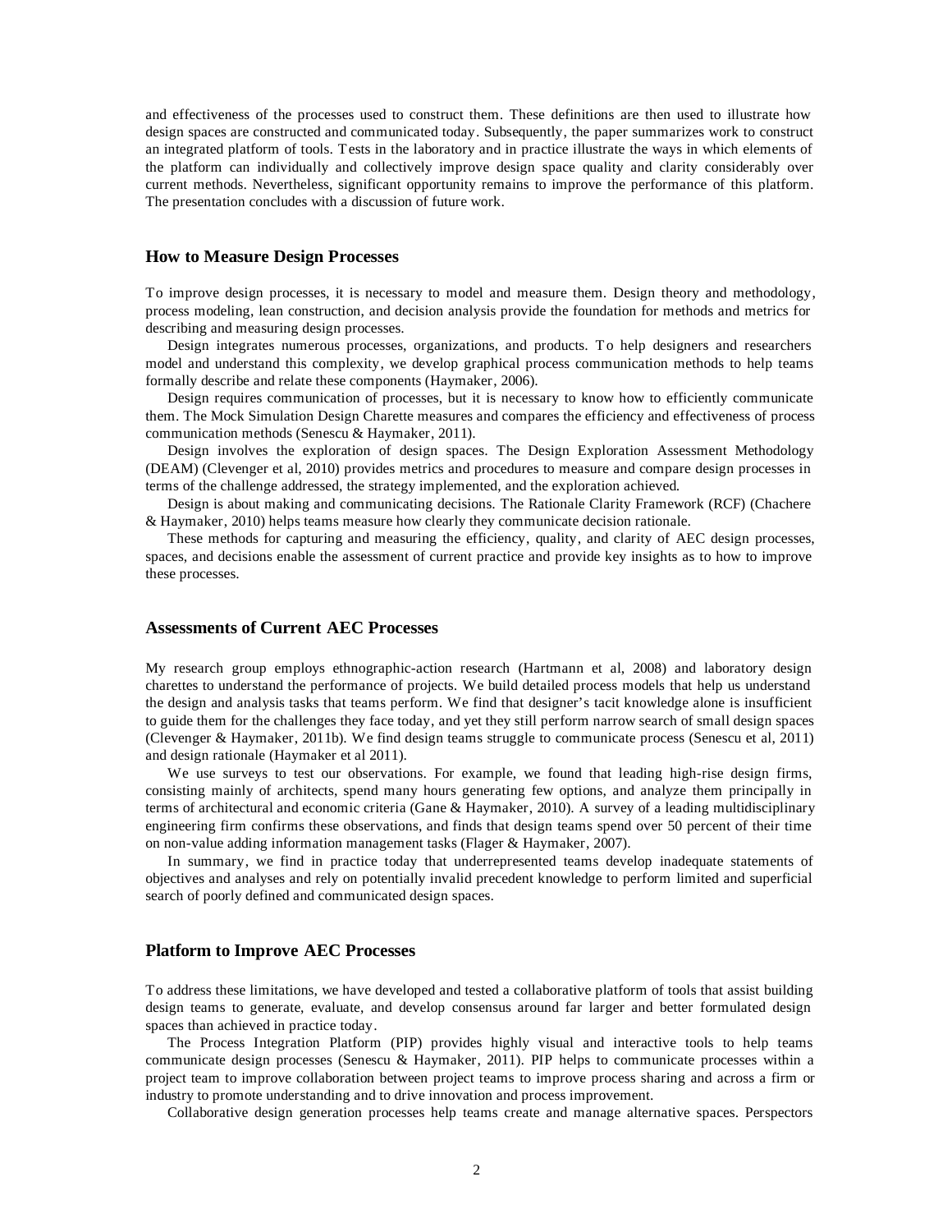and effectiveness of the processes used to construct them. These definitions are then used to illustrate how design spaces are constructed and communicated today. Subsequently, the paper summarizes work to construct an integrated platform of tools. Tests in the laboratory and in practice illustrate the ways in which elements of the platform can individually and collectively improve design space quality and clarity considerably over current methods. Nevertheless, significant opportunity remains to improve the performance of this platform. The presentation concludes with a discussion of future work.

## How to Measure Design Processes

To improve design processes, it is necessary to model and measure them. Design theory and methodology, process modeling, lean construction, and decision analysis provide the foundation for methods and metrics for describing and measuring design processes.

Design integrates numerous processes, organizations, and products. To help designers and researchers model and understand this complexity, we develop graphical process communication methods to help teams formally describe and relate these components (Haymaker, 2006).

Design requires communication of processes, but it is necessary to know how to efficiently communicate them. The Mock Simulation Design Charette measures and compares the efficiency and effectiveness of process communication methods (Senescu & Haymaker, 2011).

Design involves the exploration of design spaces. The Design Exploration Assessment Methodology (DEAM) (Clevenger et al, 2010) provides metrics and procedures to measure and compare design processes in terms of the challenge addressed, the strategy implemented, and the exploration achieved.

Design is about making and communicating decisions. The Rationale Clarity Framework (RCF) (Chachere & Haymaker, 2010) helps teams measure how clearly they communicate decision rationale.

These methods for capturing and measuring the efficiency, quality, and clarity of AEC design processes, spaces, and decisions enable the assessment of current practice and provide key insights as to how to improve these processes.

## Assessments of Current AEC Processes

My research group employs ethnographic-action research (Hartmann et al, 2008) and laboratory design charettes to understand the performance of projects. We build detailed process models that help us understand the design and analysis tasks that teams perform. We find that designer's tacit knowledge alone is insufficient to guide them for the challenges they face today, and yet they still perform narrow search of small design spaces (Clevenger & Haymaker, 2011b). We find design teams struggle to communicate process (Senescu et al, 2011) and design rationale (Haymaker et al 2011).

We use surveys to test our observations. For example, we found that leading high-rise design firms, consisting mainly of architects, spend many hours generating few options, and analyze them principally in terms of architectural and economic criteria (Gane & Haymaker, 2010). A survey of a leading multidisciplinary engineering firm confirms these observations, and finds that design teams spend over 50 percent of their time on non-value adding information management tasks (Flager & Haymaker, 2007).

In summary, we find in practice today that underrepresented teams develop inadequate statements of objectives and analyses and rely on potentially invalid precedent knowledge to perform limited and superficial search of poorly defined and communicated design spaces.

## Platform to Improve AEC Processes

To address these limitations, we have developed and tested a collaborative platform of tools that assist building design teams to generate, evaluate, and develop consensus around far larger and better formulated design spaces than achieved in practice today.

The Process Integration Platform (PIP) provides highly visual and interactive tools to help teams communicate design processes (Senescu & Haymaker, 2011). PIP helps to communicate processes within a project team to improve collaboration between project teams to improve process sharing and across a firm or industry to promote understanding and to drive innovation and process improvement.

Collaborative design generation processes help teams create and manage alternative spaces. Perspectors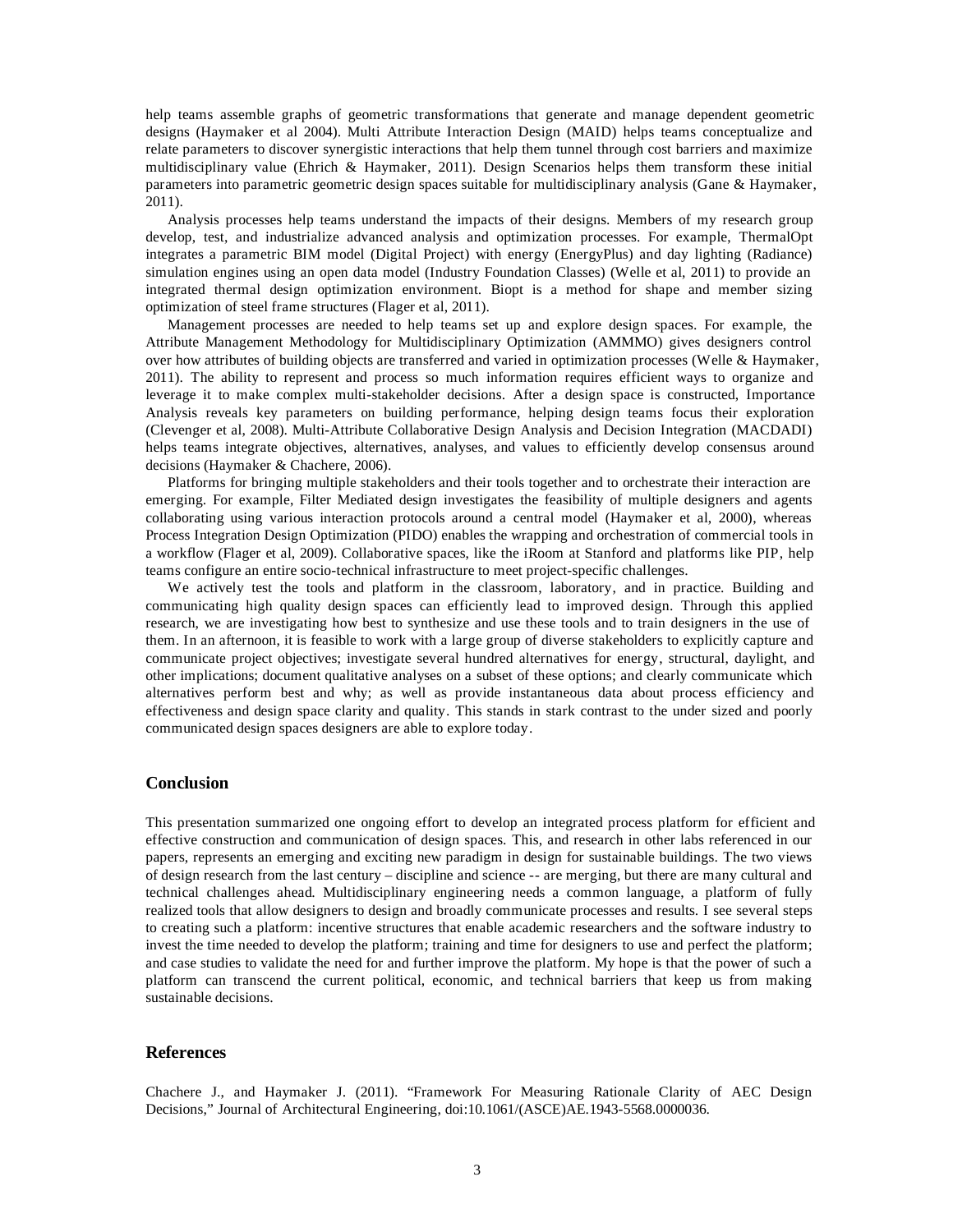help teams assemble graphs of geometric transformations that generate and manage dependent geometric designs (Haymaker et al 2004). Multi Attribute Interaction Design (MAID) helps teams conceptualize and relate parameters to discover synergistic interactions that help them tunnel through cost barriers and maximize multidisciplinary value (Ehrich & Haymaker, 2011). Design Scenarios helps them transform these initial parameters into parametric geometric design spaces suitable for multidisciplinary analysis (Gane & Haymaker, 2011).

Analysis processes help teams understand the impacts of their designs. Members of my research group develop, test, and industrialize advanced analysis and optimization processes. For example, ThermalOpt integrates a parametric BIM model (Digital Project) with energy (EnergyPlus) and day lighting (Radiance) simulation engines using an open data model (Industry Foundation Classes) (Welle et al, 2011) to provide an integrated thermal design optimization environment. Biopt is a method for shape and member sizing optimization of steel frame structures (Flager et al, 2011).

Management processes are needed to help teams set up and explore design spaces. For example, the Attribute Management Methodology for Multidisciplinary Optimization (AMMMO) gives designers control over how attributes of building objects are transferred and varied in optimization processes (Welle & Haymaker, 2011). The ability to represent and process so much information requires efficient ways to organize and leverage it to make complex multi-stakeholder decisions. After a design space is constructed, Importance Analysis reveals key parameters on building performance, helping design teams focus their exploration (Clevenger et al, 2008). Multi-Attribute Collaborative Design Analysis and Decision Integration (MACDADI) helps teams integrate objectives, alternatives, analyses, and values to efficiently develop consensus around decisions (Haymaker & Chachere, 2006).

Platforms for bringing multiple stakeholders and their tools together and to orchestrate their interaction are emerging. For example, Filter Mediated design investigates the feasibility of multiple designers and agents collaborating using various interaction protocols around a central model (Haymaker et al, 2000), whereas Process Integration Design Optimization (PIDO) enables the wrapping and orchestration of commercial tools in a workflow (Flager et al, 2009). Collaborative spaces, like the iRoom at Stanford and platforms like PIP, help teams configure an entire socio-technical infrastructure to meet project-specific challenges.

We actively test the tools and platform in the classroom, laboratory, and in practice. Building and communicating high quality design spaces can efficiently lead to improved design. Through this applied research, we are investigating how best to synthesize and use these tools and to train designers in the use of them. In an afternoon, it is feasible to work with a large group of diverse stakeholders to explicitly capture and communicate project objectives; investigate several hundred alternatives for energy, structural, daylight, and other implications; document qualitative analyses on a subset of these options; and clearly communicate which alternatives perform best and why; as well as provide instantaneous data about process efficiency and effectiveness and design space clarity and quality. This stands in stark contrast to the under sized and poorly communicated design spaces designers are able to explore today.

## Conclusion

This presentation summarized one ongoing effort to develop an integrated process platform for efficient and effective construction and communication of design spaces. This, and research in other labs referenced in our papers, represents an emerging and exciting new paradigm in design for sustainable buildings. The two views of design research from the last century – discipline and science -- are merging, but there are many cultural and technical challenges ahead. Multidisciplinary engineering needs a common language, a platform of fully realized tools that allow designers to design and broadly communicate processes and results. I see several steps to creating such a platform: incentive structures that enable academic researchers and the software industry to invest the time needed to develop the platform; training and time for designers to use and perfect the platform; and case studies to validate the need for and further improve the platform. My hope is that the power of such a platform can transcend the current political, economic, and technical barriers that keep us from making sustainable decisions.

## References

Chachere J., and Haymaker J. (2011). "Framework For Measuring Rationale Clarity of AEC Design Decisions," Journal of Architectural Engineering, doi:10.1061/(ASCE)AE.1943-5568.0000036.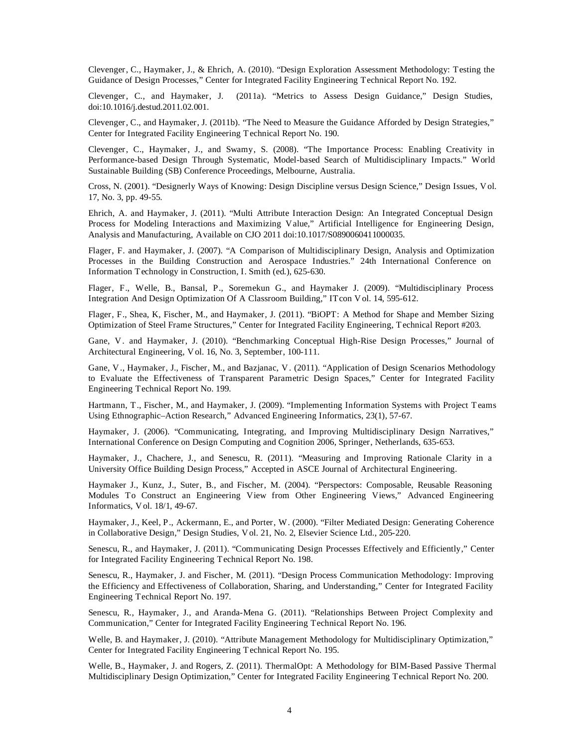Clevenger, C., Haymaker, J., & Ehrich, A. (2010). "Design Exploration Assessment Methodology: Testing the Guidance of Design Processes," Center for Integrated Facility Engineering Technical Report No. 192.

Clevenger, C., and Haymaker, J. (2011a). "Metrics to Assess Design Guidance," Design Studies, doi:10.1016/j.destud.2011.02.001.

Clevenger, C., and Haymaker, J. (2011b). "The Need to Measure the Guidance Afforded by Design Strategies," Center for Integrated Facility Engineering Technical Report No. 190.

Clevenger, C., Haymaker, J., and Swamy, S. (2008). "The Importance Process: Enabling Creativity in Performance-based Design Through Systematic, Model-based Search of Multidisciplinary Impacts." World Sustainable Building (SB) Conference Proceedings, Melbourne, Australia.

Cross, N. (2001). "Designerly Ways of Knowing: Design Discipline versus Design Science," Design Issues, Vol. 17, No. 3, pp. 49-55.

Ehrich, A. and Haymaker, J. (2011). "Multi Attribute Interaction Design: An Integrated Conceptual Design Process for Modeling Interactions and Maximizing Value," Artificial Intelligence for Engineering Design, Analysis and Manufacturing, Available on CJO 2011 doi:10.1017/S0890060411000035.

Flager, F. and Haymaker, J. (2007). "A Comparison of Multidisciplinary Design, Analysis and Optimization Processes in the Building Construction and Aerospace Industries." 24th International Conference on Information Technology in Construction, I. Smith (ed.), 625-630.

Flager, F., Welle, B., Bansal, P., Soremekun G., and Haymaker J. (2009). "Multidisciplinary Process Integration And Design Optimization Of A Classroom Building," ITcon Vol. 14, 595-612.

Flager, F., Shea, K, Fischer, M., and Haymaker, J. (2011). "BiOPT: A Method for Shape and Member Sizing Optimization of Steel Frame Structures," Center for Integrated Facility Engineering, Technical Report #203.

Gane, V. and Haymaker, J. (2010). "Benchmarking Conceptual High-Rise Design Processes," Journal of Architectural Engineering, Vol. 16, No. 3, September, 100-111.

Gane, V., Haymaker, J., Fischer, M., and Bazjanac, V. (2011). "Application of Design Scenarios Methodology to Evaluate the Effectiveness of Transparent Parametric Design Spaces," Center for Integrated Facility Engineering Technical Report No. 199.

Hartmann, T., Fischer, M., and Haymaker, J. (2009). "Implementing Information Systems with Project Teams Using Ethnographic–Action Research," Advanced Engineering Informatics, 23(1), 57-67.

Haymaker, J. (2006). "Communicating, Integrating, and Improving Multidisciplinary Design Narratives," International Conference on Design Computing and Cognition 2006, Springer, Netherlands, 635-653.

Haymaker, J., Chachere, J., and Senescu, R. (2011). "Measuring and Improving Rationale Clarity in a University Office Building Design Process," Accepted in ASCE Journal of Architectural Engineering.

Haymaker J., Kunz, J., Suter, B., and Fischer, M. (2004). "Perspectors: Composable, Reusable Reasoning Modules To Construct an Engineering View from Other Engineering Views," Advanced Engineering Informatics, Vol. 18/1, 49-67.

Haymaker, J., Keel, P., Ackermann, E., and Porter, W. (2000). "Filter Mediated Design: Generating Coherence in Collaborative Design," Design Studies, Vol. 21, No. 2, Elsevier Science Ltd., 205-220.

Senescu, R., and Haymaker, J. (2011). "Communicating Design Processes Effectively and Efficiently," Center for Integrated Facility Engineering Technical Report No. 198.

Senescu, R., Haymaker, J. and Fischer, M. (2011). "Design Process Communication Methodology: Improving the Efficiency and Effectiveness of Collaboration, Sharing, and Understanding," Center for Integrated Facility Engineering Technical Report No. 197.

Senescu, R., Haymaker, J., and Aranda-Mena G. (2011). "Relationships Between Project Complexity and Communication," Center for Integrated Facility Engineering Technical Report No. 196.

Welle, B. and Haymaker, J. (2010). "Attribute Management Methodology for Multidisciplinary Optimization," Center for Integrated Facility Engineering Technical Report No. 195.

Welle, B., Haymaker, J. and Rogers, Z. (2011). ThermalOpt: A Methodology for BIM-Based Passive Thermal Multidisciplinary Design Optimization," Center for Integrated Facility Engineering Technical Report No. 200.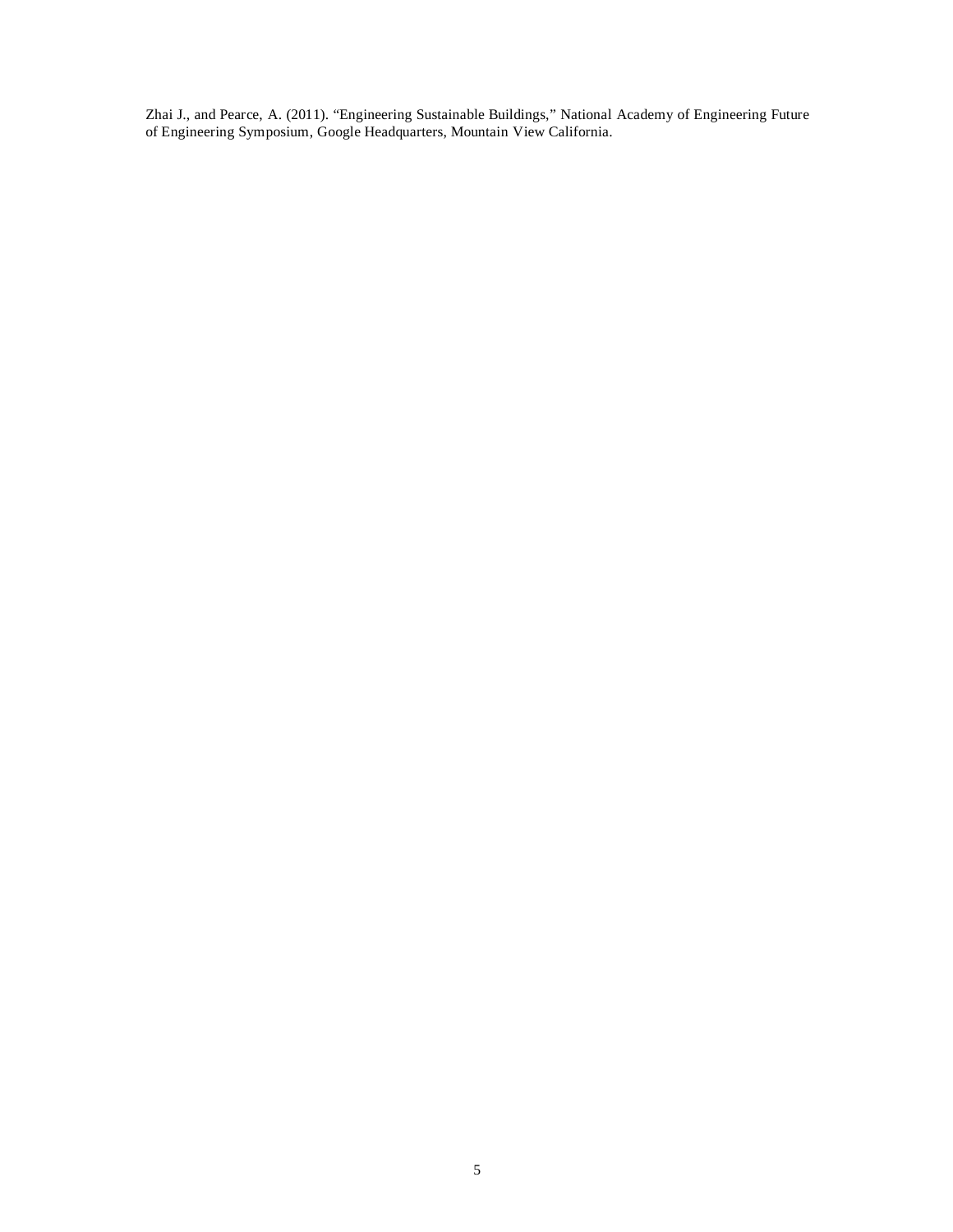Zhai J., and Pearce, A. (2011). "Engineering Sustainable Buildings," National Academy of Engineering Future of Engineering Symposium, Google Headquarters, Mountain View California.